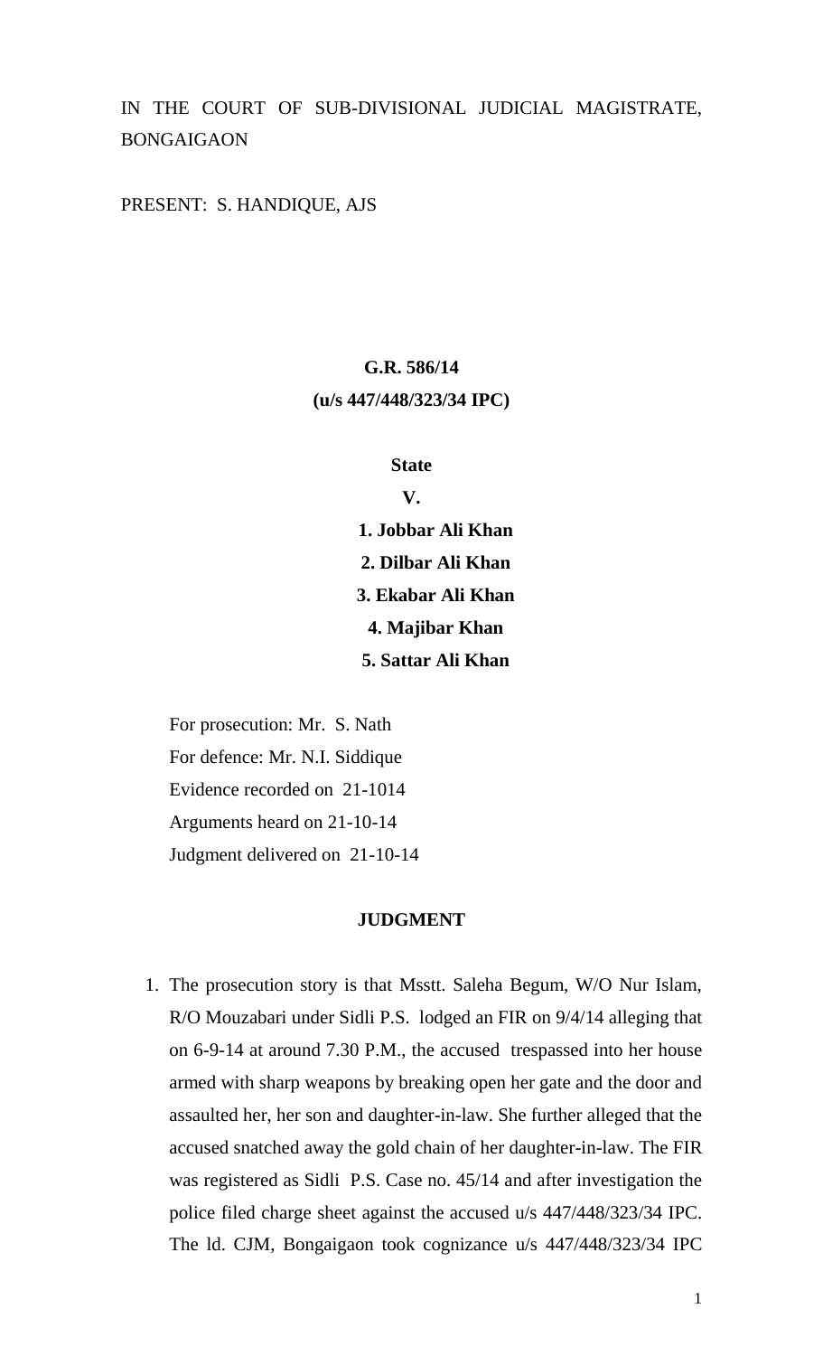IN THE COURT OF SUB-DIVISIONAL JUDICIAL MAGISTRATE, BONGAIGAON

PRESENT: S. HANDIQUE, AJS

**G.R. 586/14**

**(u/s 447/448/323/34 IPC)**

**State**

**V.**

**1. Jobbar Ali Khan**

**2. Dilbar Ali Khan**

**3. Ekabar Ali Khan**

**4. Majibar Khan**

**5. Sattar Ali Khan**

For prosecution: Mr. S. Nath

For defence: Mr. N.I. Siddique

Evidence recorded on 21-1014

Arguments heard on 21-10-14

Judgment delivered on 21-10-14

**JUDGMENT**

1. The prosecution story is that Msstt. Saleha Begum, W/O Nur Islam, R/O Mouzabari under Sidli P.S. lodged an FIR on 9/4/14 alleging that on 6-9-14 at around 7.30 P.M., the accused trespassed into her house armed with sharp weapons by breaking open her gate and the door and assaulted her, her son and daughter-in-law. She further alleged that the accused snatched away the gold chain of her daughter-in-law. The FIR was registered as Sidli P.S. Case no. 45/14 and after investigation the police filed charge sheet against the accused u/s 447/448/323/34 IPC. The ld. CJM, Bongaigaon took cognizance u/s 447/448/323/34 IPC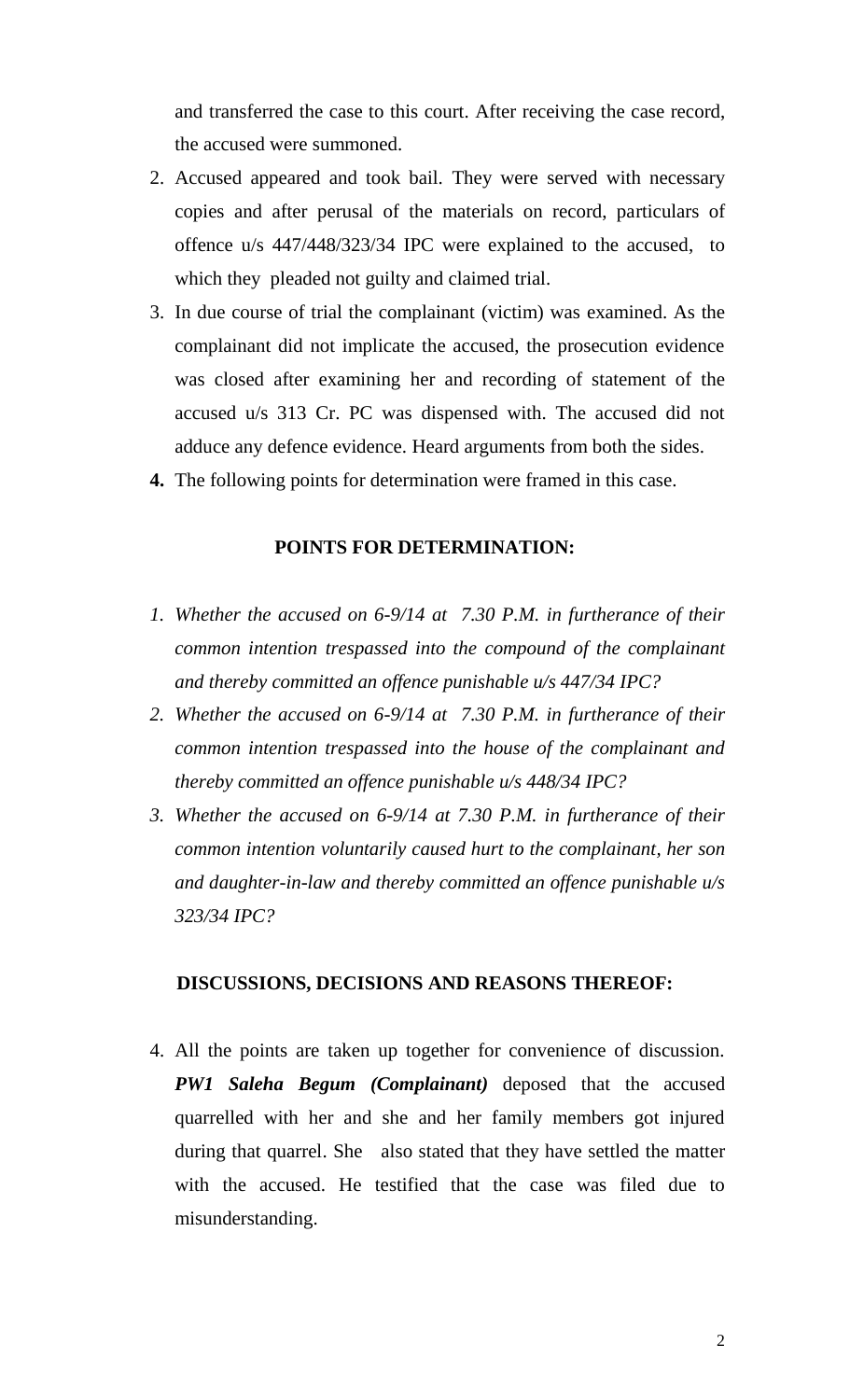and transferred the case to this court. After receiving the case record, the accused were summoned.

2. Accused appeared and took bail. They were served with necessary copies and after perusal of the materials on record, particulars of offence u/s 447/448/323/34 IPC were explained to the accused, to which they pleaded not guilty and claimed trial.
3. In due course of trial the complainant (victim) was examined. As the complainant did not implicate the accused, the prosecution evidence was closed after examining her and recording of statement of the accused u/s 313 Cr. PC was dispensed with. The accused did not adduce any defence evidence. Heard arguments from both the sides.
4. **The following points for determination were framed in this case.**

## POINTS FOR DETERMINATION:

1. *Whether the accused on 6-9/14 at 7.30 P.M. in furtherance of their common intention trespassed into the compound of the complainant and thereby committed an offence punishable u/s 447/34 IPC?*
2. *Whether the accused on 6-9/14 at 7.30 P.M. in furtherance of their common intention trespassed into the house of the complainant and thereby committed an offence punishable u/s 448/34 IPC?*
3. *Whether the accused on 6-9/14 at 7.30 P.M. in furtherance of their common intention voluntarily caused hurt to the complainant, her son and daughter-in-law and thereby committed an offence punishable u/s 323/34 IPC?*

## DISCUSSIONS, DECISIONS AND REASONS THEREOF:

4. All the points are taken up together for convenience of discussion. ***PW1 Saleha Begum (Complainant)*** deposed that the accused quarrelled with her and she and her family members got injured during that quarrel. She also stated that they have settled the matter with the accused. He testified that the case was filed due to misunderstanding.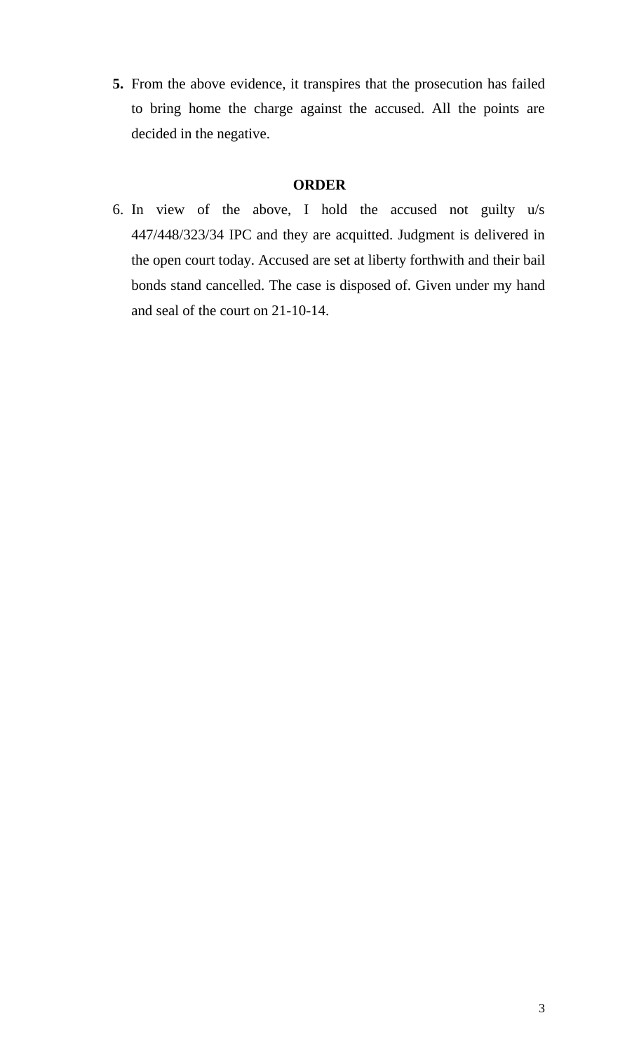**5.** From the above evidence, it transpires that the prosecution has failed to bring home the charge against the accused. All the points are decided in the negative.

**ORDER**

6. In view of the above, I hold the accused not guilty u/s 447/448/323/34 IPC and they are acquitted. Judgment is delivered in the open court today. Accused are set at liberty forthwith and their bail bonds stand cancelled. The case is disposed of. Given under my hand and seal of the court on 21-10-14.